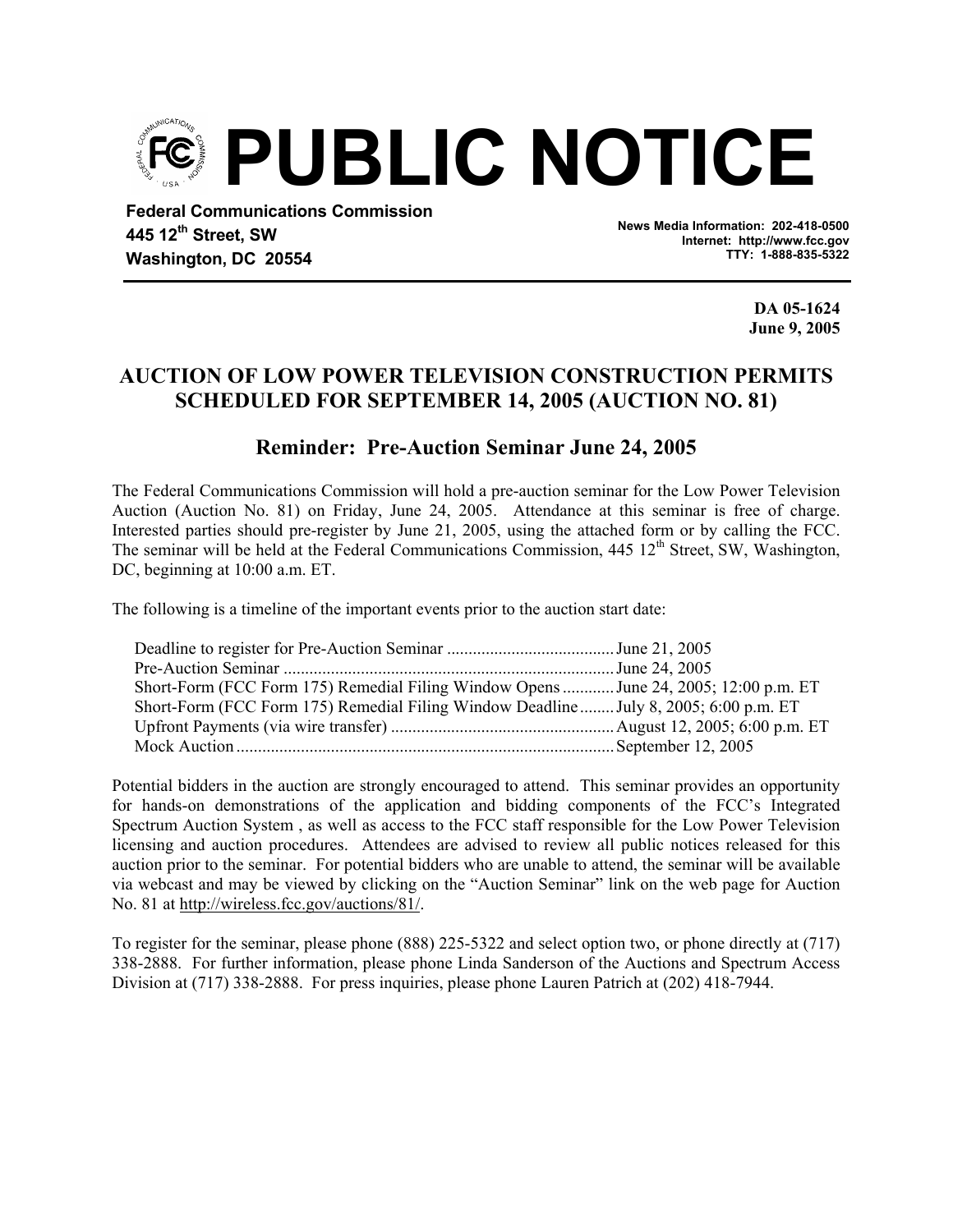# PUBLIC NOTICE

**Federal Communications Commission**
**445 12th Street, SW**
**Washington, DC 20554**

**News Media Information: 202-418-0500**
**Internet: http://www.fcc.gov**
**TTY: 1-888-835-5322**

**DA 05-1624**
**June 9, 2005**

## AUCTION OF LOW POWER TELEVISION CONSTRUCTION PERMITS SCHEDULED FOR SEPTEMBER 14, 2005 (AUCTION NO. 81)

### Reminder: Pre-Auction Seminar June 24, 2005

The Federal Communications Commission will hold a pre-auction seminar for the Low Power Television Auction (Auction No. 81) on Friday, June 24, 2005. Attendance at this seminar is free of charge. Interested parties should pre-register by June 21, 2005, using the attached form or by calling the FCC. The seminar will be held at the Federal Communications Commission, 445 12th Street, SW, Washington, DC, beginning at 10:00 a.m. ET.

The following is a timeline of the important events prior to the auction start date:

| Event | Date |
|---|---|
| Deadline to register for Pre-Auction Seminar | June 21, 2005 |
| Pre-Auction Seminar | June 24, 2005 |
| Short-Form (FCC Form 175) Remedial Filing Window Opens | June 24, 2005; 12:00 p.m. ET |
| Short-Form (FCC Form 175) Remedial Filing Window Deadline | July 8, 2005; 6:00 p.m. ET |
| Upfront Payments (via wire transfer) | August 12, 2005; 6:00 p.m. ET |
| Mock Auction | September 12, 2005 |

Potential bidders in the auction are strongly encouraged to attend. This seminar provides an opportunity for hands-on demonstrations of the application and bidding components of the FCC's Integrated Spectrum Auction System , as well as access to the FCC staff responsible for the Low Power Television licensing and auction procedures. Attendees are advised to review all public notices released for this auction prior to the seminar. For potential bidders who are unable to attend, the seminar will be available via webcast and may be viewed by clicking on the "Auction Seminar" link on the web page for Auction No. 81 at http://wireless.fcc.gov/auctions/81/.

To register for the seminar, please phone (888) 225-5322 and select option two, or phone directly at (717) 338-2888. For further information, please phone Linda Sanderson of the Auctions and Spectrum Access Division at (717) 338-2888. For press inquiries, please phone Lauren Patrich at (202) 418-7944.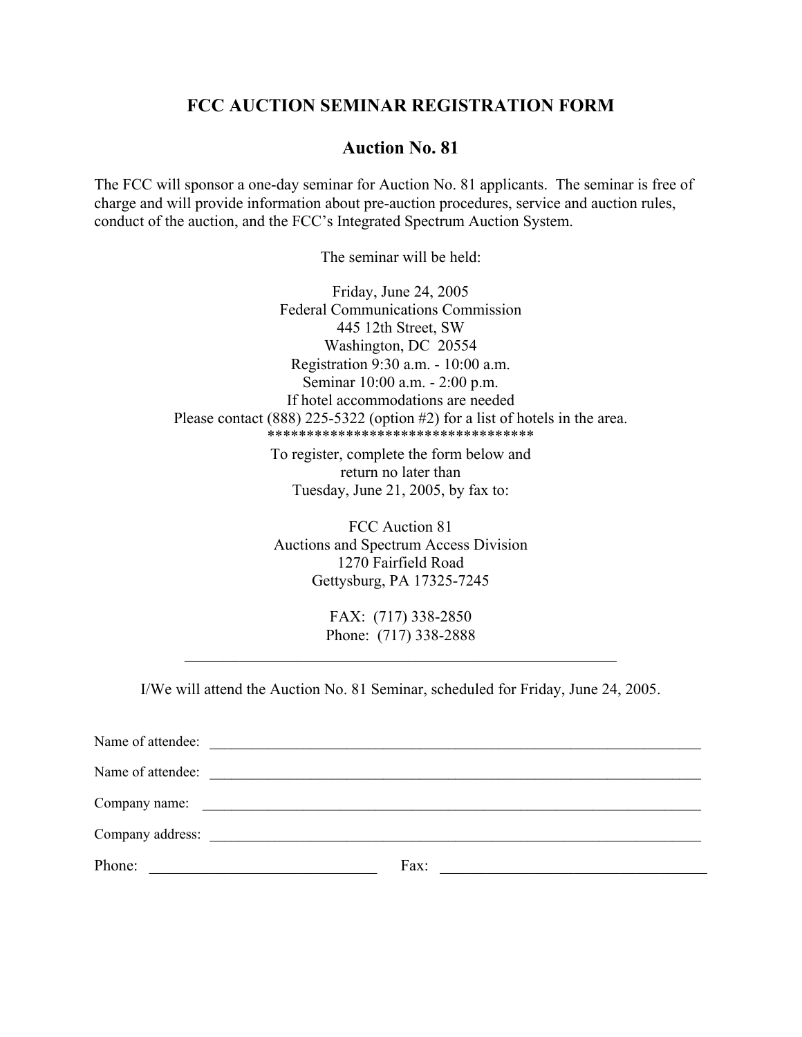# FCC AUCTION SEMINAR REGISTRATION FORM

## Auction No. 81

The FCC will sponsor a one-day seminar for Auction No. 81 applicants. The seminar is free of charge and will provide information about pre-auction procedures, service and auction rules, conduct of the auction, and the FCC's Integrated Spectrum Auction System.

The seminar will be held:

Friday, June 24, 2005
Federal Communications Commission
445 12th Street, SW
Washington, DC 20554
Registration 9:30 a.m. - 10:00 a.m.
Seminar 10:00 a.m. - 2:00 p.m.
If hotel accommodations are needed
Please contact (888) 225-5322 (option #2) for a list of hotels in the area.

**********************************

To register, complete the form below and
return no later than
Tuesday, June 21, 2005, by fax to:

FCC Auction 81
Auctions and Spectrum Access Division
1270 Fairfield Road
Gettysburg, PA 17325-7245

FAX: (717) 338-2850
Phone: (717) 338-2888

---

I/We will attend the Auction No. 81 Seminar, scheduled for Friday, June 24, 2005.

Name of attendee: ______________________________

Name of attendee: ______________________________

Company name: ______________________________

Company address: ______________________________

Phone: ______________________ Fax: ______________________